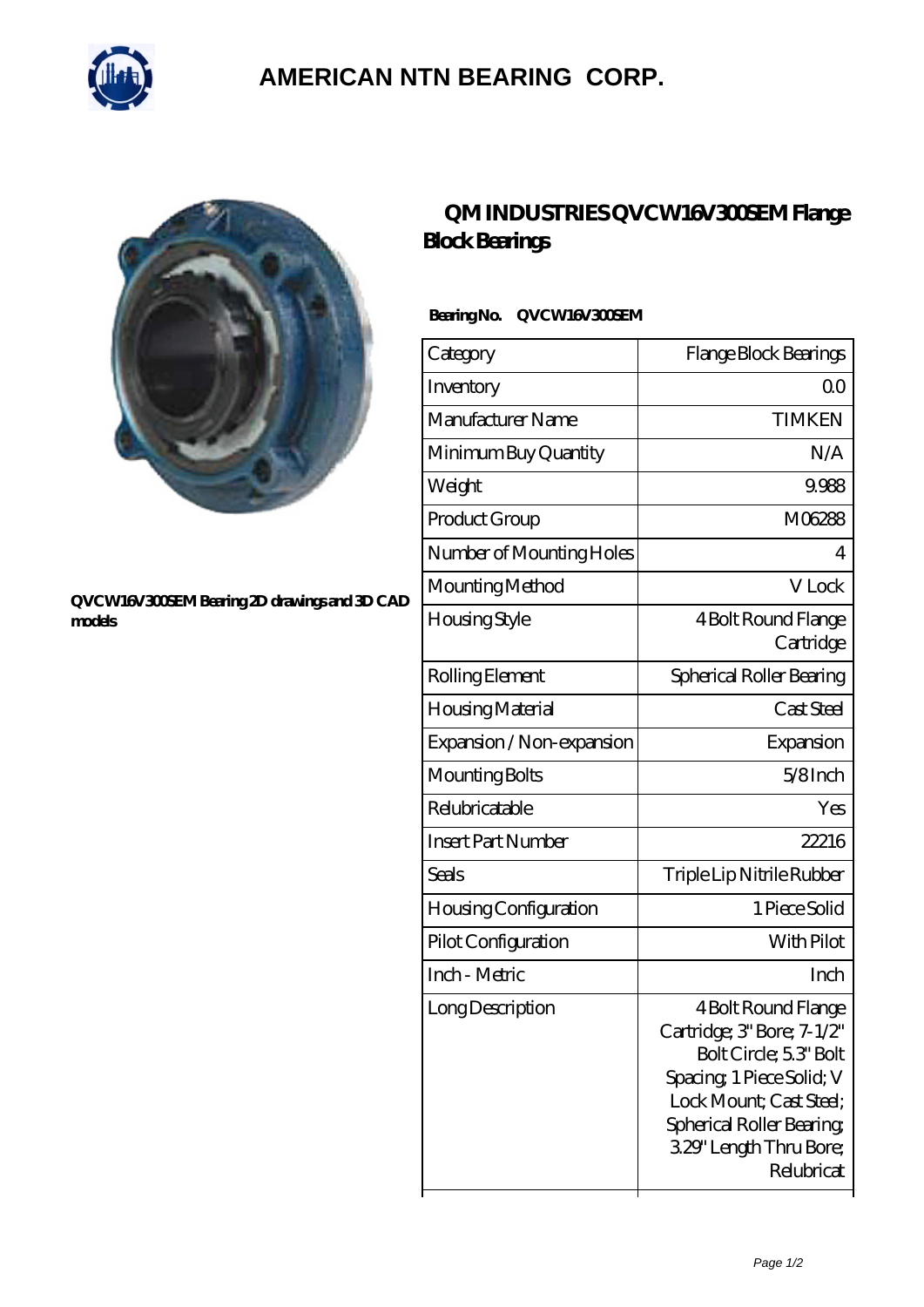# AMERICAN NTN BEARING CORP.

QVCW16V300SEM Bearing 2D drawings and 3D CAD models

## QM INDUSTRIES QVCW16V300SEM Flange Block Bearings

**Bearing No. QVCW16V300SEM**

| Category | Flange Block Bearings |
| --- | --- |
| Inventory | 0.0 |
| Manufacturer Name | TIMKEN |
| Minimum Buy Quantity | N/A |
| Weight | 9.988 |
| Product Group | M06288 |
| Number of Mounting Holes | 4 |
| Mounting Method | V Lock |
| Housing Style | 4 Bolt Round Flange Cartridge |
| Rolling Element | Spherical Roller Bearing |
| Housing Material | Cast Steel |
| Expansion / Non-expansion | Expansion |
| Mounting Bolts | 5/8 Inch |
| Relubricatable | Yes |
| Insert Part Number | 22216 |
| Seals | Triple Lip Nitrile Rubber |
| Housing Configuration | 1 Piece Solid |
| Pilot Configuration | With Pilot |
| Inch - Metric | Inch |
| Long Description | 4 Bolt Round Flange Cartridge; 3" Bore; 7-1/2" Bolt Circle; 5.3" Bolt Spacing; 1 Piece Solid; V Lock Mount; Cast Steel; Spherical Roller Bearing; 3.29" Length Thru Bore; Relubricat |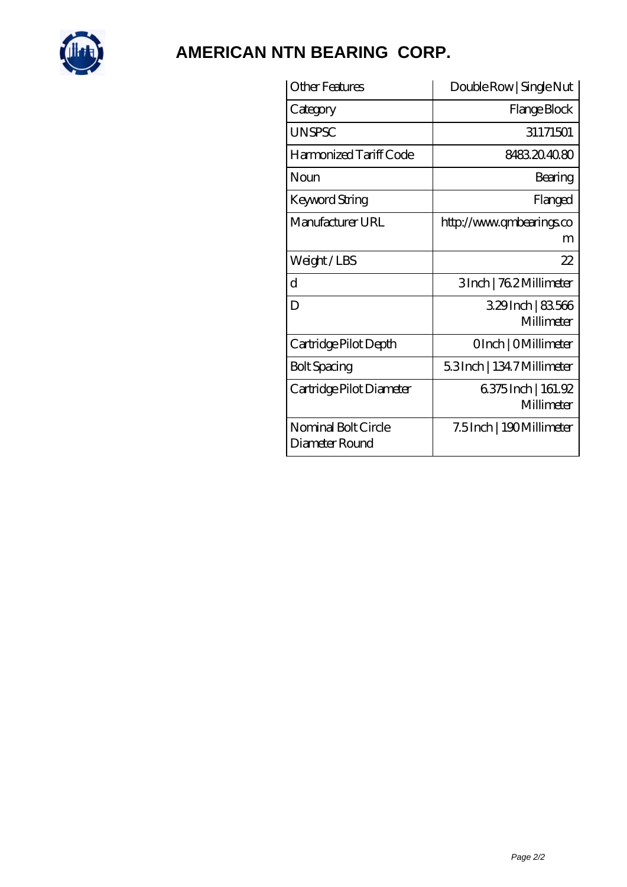# AMERICAN NTN BEARING CORP.

| | |
|---|---|
| Other Features | Double Row \| Single Nut |
| Category | Flange Block |
| UNSPSC | 31171501 |
| Harmonized Tariff Code | 8483.20.40.80 |
| Noun | Bearing |
| Keyword String | Flanged |
| Manufacturer URL | http://www.qmbearings.com |
| Weight / LBS | 22 |
| d | 3 Inch \| 76.2 Millimeter |
| D | 3.29 Inch \| 83.566 Millimeter |
| Cartridge Pilot Depth | 0 Inch \| 0 Millimeter |
| Bolt Spacing | 5.3 Inch \| 134.7 Millimeter |
| Cartridge Pilot Diameter | 6.375 Inch \| 161.92 Millimeter |
| Nominal Bolt Circle Diameter Round | 7.5 Inch \| 190 Millimeter |